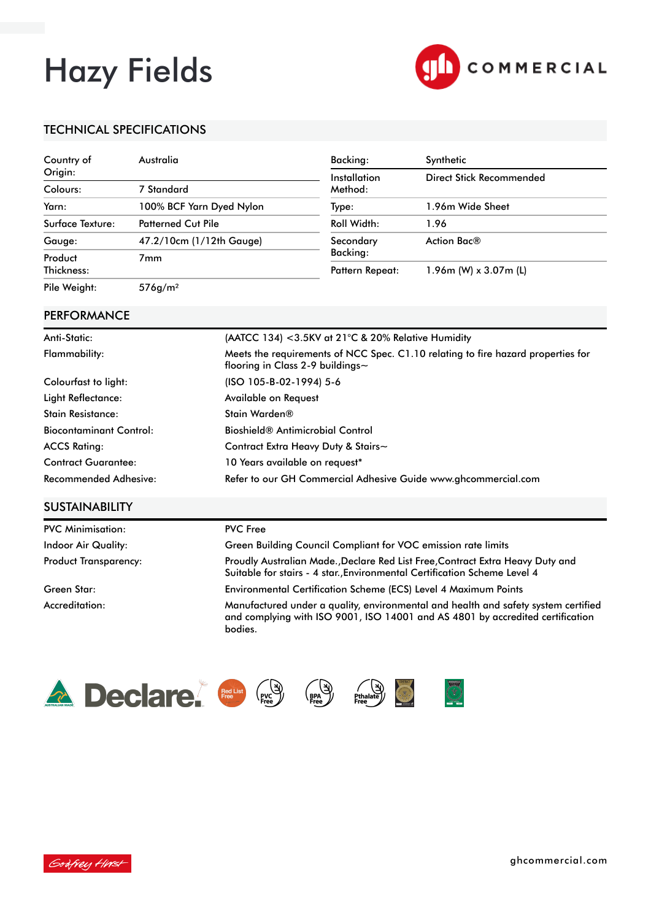# Hazy Fields

COMMERCIAL

## TECHNICAL SPECIFICATIONS

| | |
|---|---|
| Country of Origin: | Australia |
| Colours: | 7 Standard |
| Yarn: | 100% BCF Yarn Dyed Nylon |
| Surface Texture: | Patterned Cut Pile |
| Gauge: | 47.2/10cm (1/12th Gauge) |
| Product Thickness: | 7mm |
| Pile Weight: | 576g/m² |

| | |
|---|---|
| Backing: | Synthetic |
| Installation Method: | Direct Stick Recommended |
| Type: | 1.96m Wide Sheet |
| Roll Width: | 1.96 |
| Secondary Backing: | Action Bac® |
| Pattern Repeat: | 1.96m (W) x 3.07m (L) |

## PERFORMANCE

| | |
|---|---|
| Anti-Static: | (AATCC 134) <3.5KV at 21°C & 20% Relative Humidity |
| Flammability: | Meets the requirements of NCC Spec. C1.10 relating to fire hazard properties for flooring in Class 2-9 buildings~ |
| Colourfast to light: | (ISO 105-B-02-1994) 5-6 |
| Light Reflectance: | Available on Request |
| Stain Resistance: | Stain Warden® |
| Biocontaminant Control: | Bioshield® Antimicrobial Control |
| ACCS Rating: | Contract Extra Heavy Duty & Stairs~ |
| Contract Guarantee: | 10 Years available on request* |
| Recommended Adhesive: | Refer to our GH Commercial Adhesive Guide www.ghcommercial.com |

## SUSTAINABILITY

| | |
|---|---|
| PVC Minimisation: | PVC Free |
| Indoor Air Quality: | Green Building Council Compliant for VOC emission rate limits |
| Product Transparency: | Proudly Australian Made.,Declare Red List Free,Contract Extra Heavy Duty and Suitable for stairs - 4 star.,Environmental Certification Scheme Level 4 |
| Green Star: | Environmental Certification Scheme (ECS) Level 4 Maximum Points |
| Accreditation: | Manufactured under a quality, environmental and health and safety system certified and complying with ISO 9001, ISO 14001 and AS 4801 by accredited certification bodies. |

Declare. Red List Free PVC Free BPA Free Pthalate Free

ghcommercial.com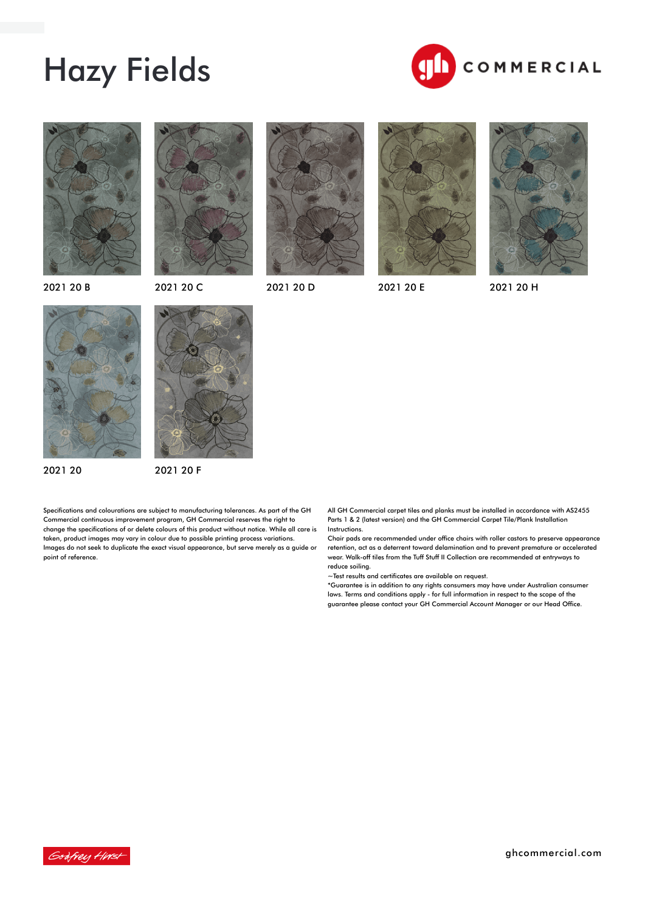# Hazy Fields

2021 20 B

2021 20 C

2021 20 D

2021 20 E

2021 20 H

2021 20

2021 20 F

Specifications and colourations are subject to manufacturing tolerances. As part of the GH Commercial continuous improvement program, GH Commercial reserves the right to change the specifications of or delete colours of this product without notice. While all care is taken, product images may vary in colour due to possible printing process variations. Images do not seek to duplicate the exact visual appearance, but serve merely as a guide or point of reference.

All GH Commercial carpet tiles and planks must be installed in accordance with AS2455 Parts 1 & 2 (latest version) and the GH Commercial Carpet Tile/Plank Installation Instructions.
Chair pads are recommended under office chairs with roller castors to preserve appearance retention, act as a deterrent toward delamination and to prevent premature or accelerated wear. Walk-off tiles from the Tuff Stuff II Collection are recommended at entryways to reduce soiling.
~Test results and certificates are available on request.
*Guarantee is in addition to any rights consumers may have under Australian consumer laws. Terms and conditions apply - for full information in respect to the scope of the guarantee please contact your GH Commercial Account Manager or our Head Office.

ghcommercial.com